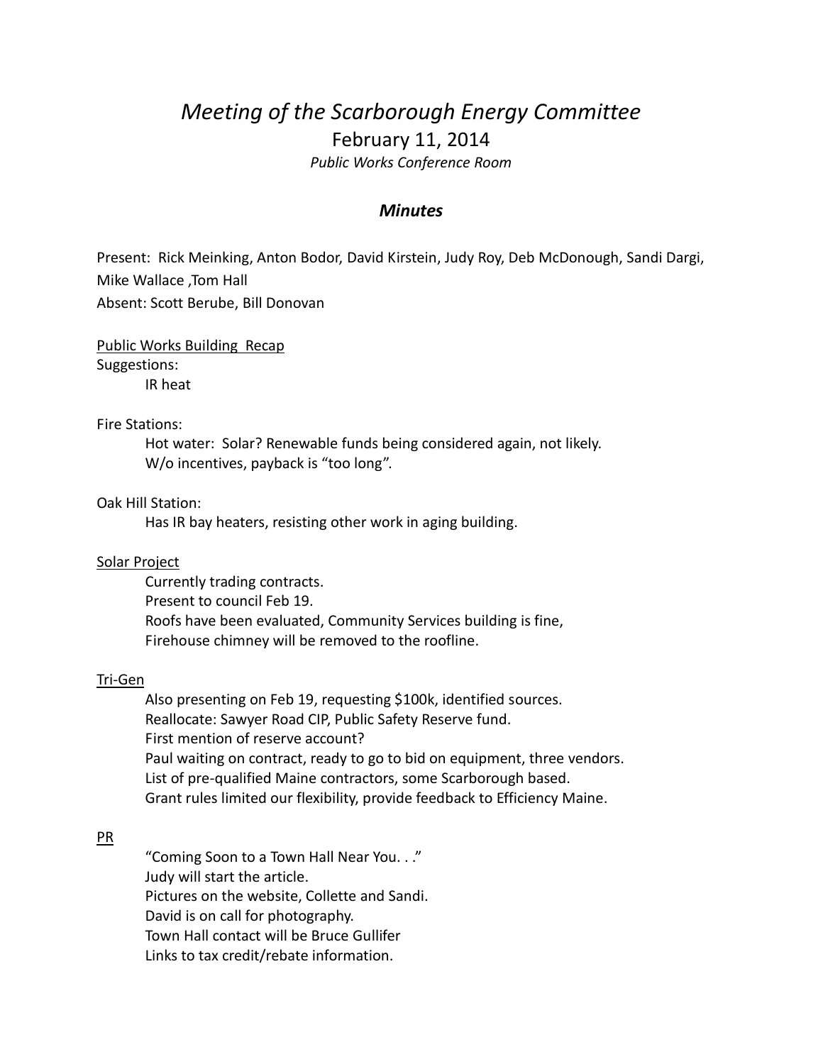# *Meeting of the Scarborough Energy Committee*

## February 11, 2014

*Public Works Conference Room*

### *Minutes*

Present: Rick Meinking, Anton Bodor, David Kirstein, Judy Roy, Deb McDonough, Sandi Dargi, Mike Wallace ,Tom Hall
Absent: Scott Berube, Bill Donovan

<u>Public Works Building Recap</u>
Suggestions:

IR heat

Fire Stations:

Hot water: Solar? Renewable funds being considered again, not likely.
W/o incentives, payback is "too long".

Oak Hill Station:

Has IR bay heaters, resisting other work in aging building.

<u>Solar Project</u>

Currently trading contracts.
Present to council Feb 19.
Roofs have been evaluated, Community Services building is fine,
Firehouse chimney will be removed to the roofline.

<u>Tri-Gen</u>

Also presenting on Feb 19, requesting $100k, identified sources.
Reallocate: Sawyer Road CIP, Public Safety Reserve fund.
First mention of reserve account?
Paul waiting on contract, ready to go to bid on equipment, three vendors.
List of pre-qualified Maine contractors, some Scarborough based.
Grant rules limited our flexibility, provide feedback to Efficiency Maine.

<u>PR</u>

"Coming Soon to a Town Hall Near You. . ."
Judy will start the article.
Pictures on the website, Collette and Sandi.
David is on call for photography.
Town Hall contact will be Bruce Gullifer
Links to tax credit/rebate information.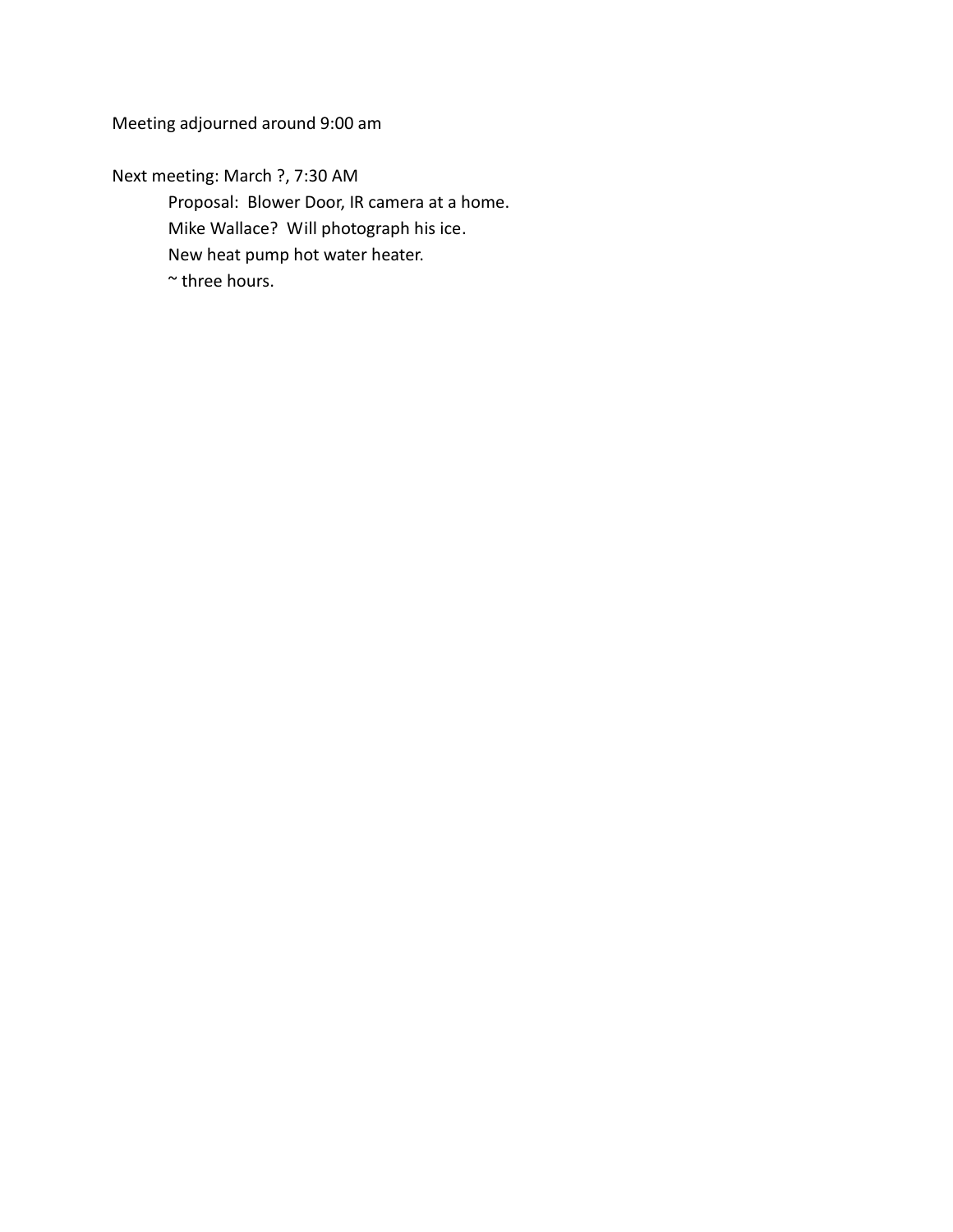Meeting adjourned around 9:00 am

Next meeting: March ?, 7:30 AM

    Proposal:  Blower Door, IR camera at a home.
    Mike Wallace?  Will photograph his ice.
    New heat pump hot water heater.
    ~ three hours.